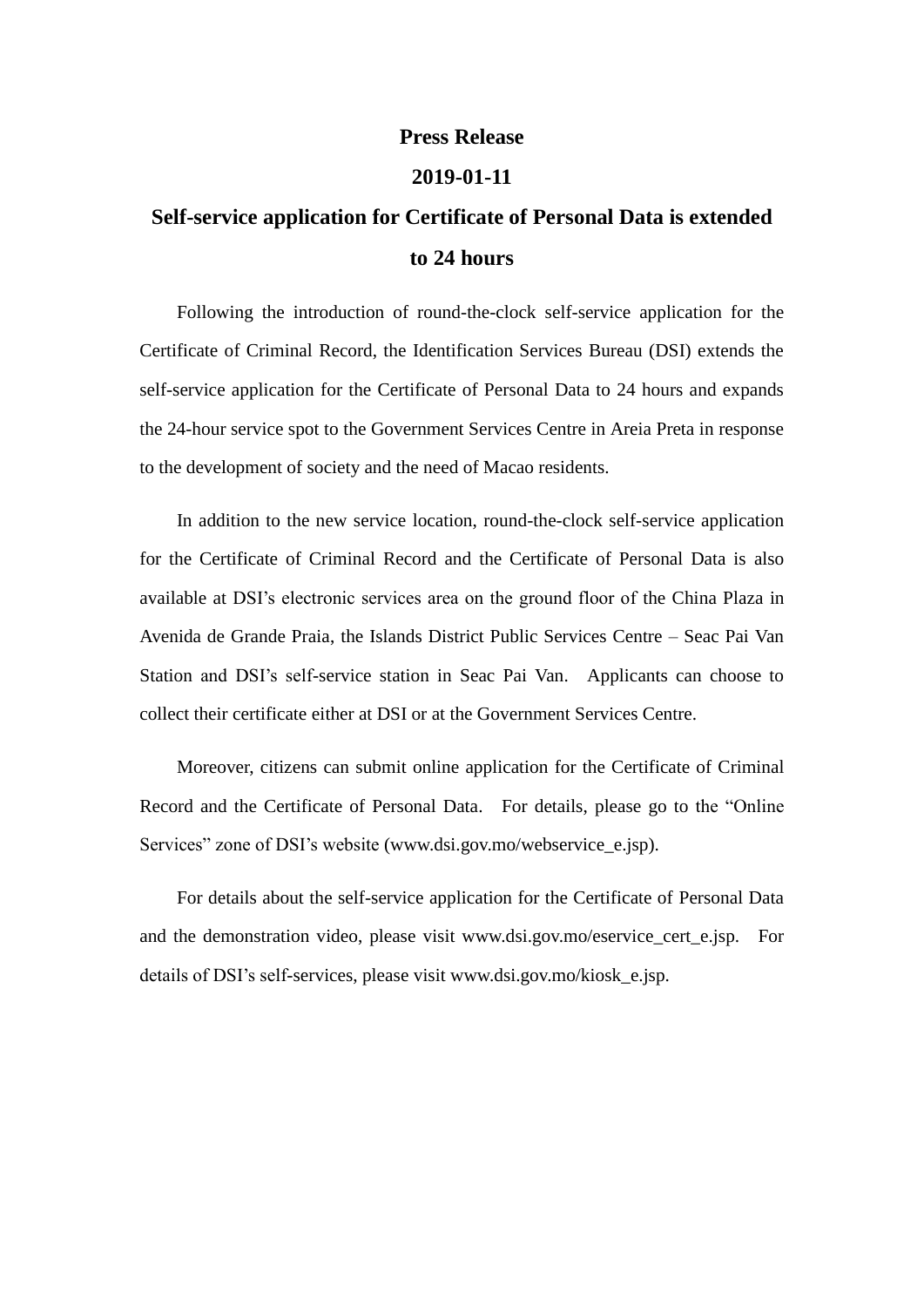**Press Release**

**2019-01-11**

# Self-service application for Certificate of Personal Data is extended to 24 hours

Following the introduction of round-the-clock self-service application for the Certificate of Criminal Record, the Identification Services Bureau (DSI) extends the self-service application for the Certificate of Personal Data to 24 hours and expands the 24-hour service spot to the Government Services Centre in Areia Preta in response to the development of society and the need of Macao residents.

In addition to the new service location, round-the-clock self-service application for the Certificate of Criminal Record and the Certificate of Personal Data is also available at DSI's electronic services area on the ground floor of the China Plaza in Avenida de Grande Praia, the Islands District Public Services Centre – Seac Pai Van Station and DSI's self-service station in Seac Pai Van. Applicants can choose to collect their certificate either at DSI or at the Government Services Centre.

Moreover, citizens can submit online application for the Certificate of Criminal Record and the Certificate of Personal Data. For details, please go to the "Online Services" zone of DSI's website (www.dsi.gov.mo/webservice_e.jsp).

For details about the self-service application for the Certificate of Personal Data and the demonstration video, please visit www.dsi.gov.mo/eservice_cert_e.jsp. For details of DSI's self-services, please visit www.dsi.gov.mo/kiosk_e.jsp.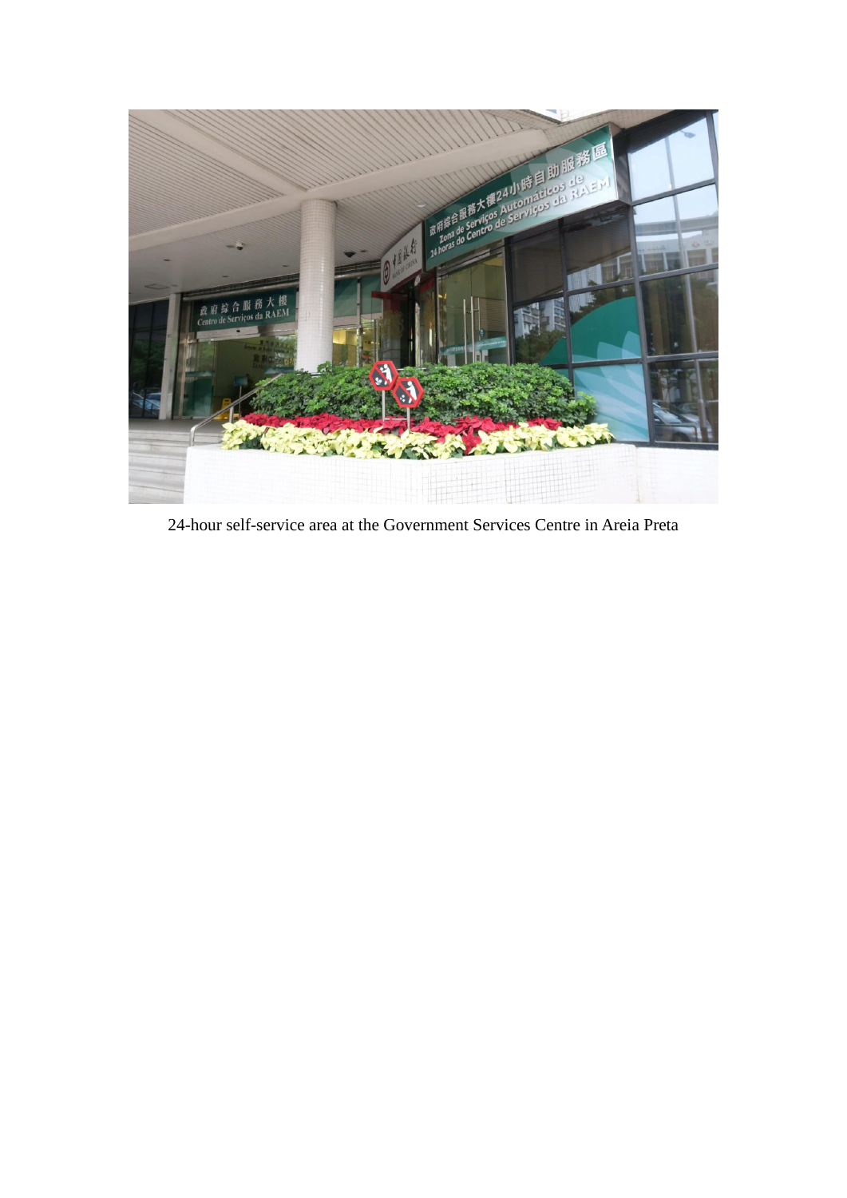24-hour self-service area at the Government Services Centre in Areia Preta